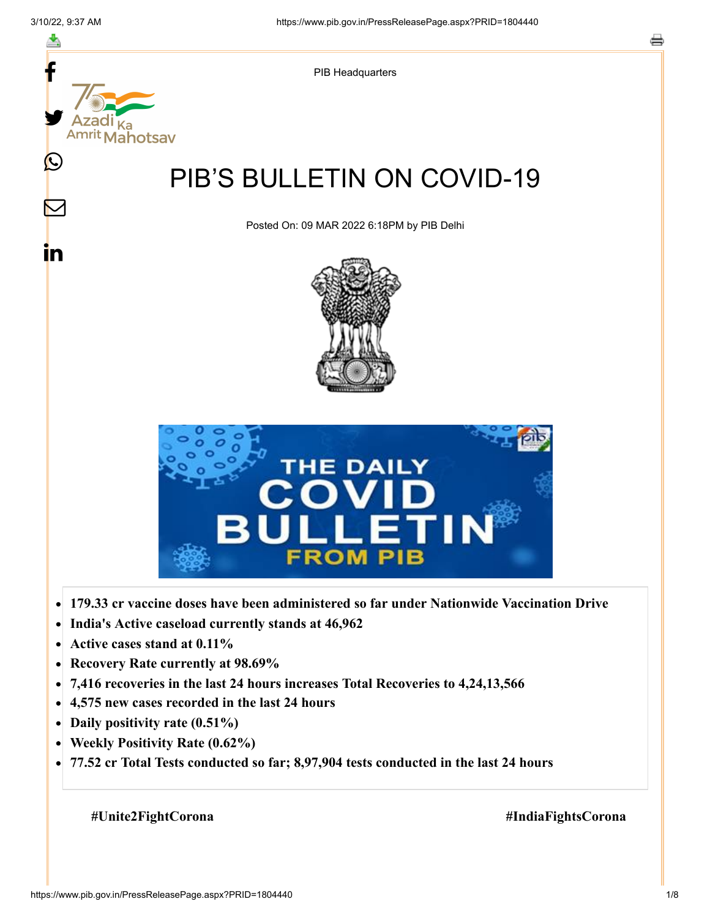PIB Headquarters

# PIB'S BULLETIN ON COVID-19

Posted On: 09 MAR 2022 6:18PM by PIB Delhi

- **179.33 cr vaccine doses have been administered so far under Nationwide Vaccination Drive**
- **India's Active caseload currently stands at 46,962**
- **Active cases stand at 0.11%**
- **Recovery Rate currently at 98.69%**
- **7,416 recoveries in the last 24 hours increases Total Recoveries to 4,24,13,566**
- **4,575 new cases recorded in the last 24 hours**
- **Daily positivity rate (0.51%)**
- **Weekly Positivity Rate (0.62%)**
- **77.52 cr Total Tests conducted so far; 8,97,904 tests conducted in the last 24 hours**

**#Unite2FightCorona** **#IndiaFightsCorona**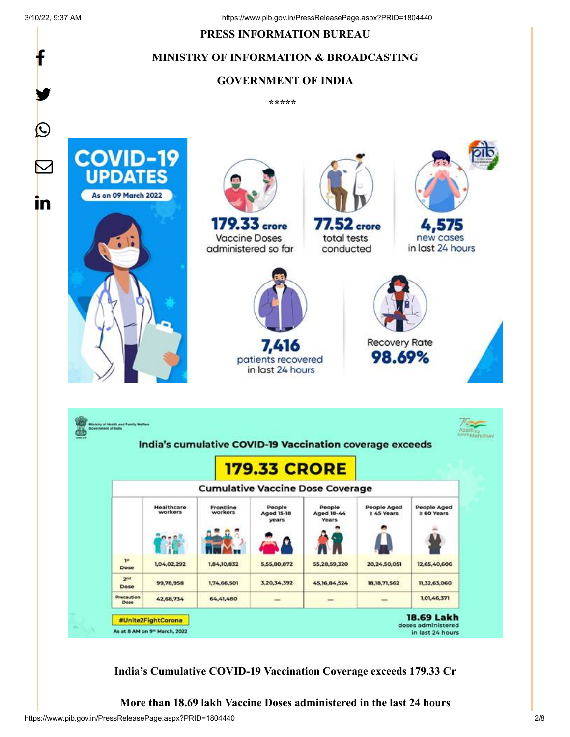PRESS INFORMATION BUREAU

MINISTRY OF INFORMATION & BROADCASTING

GOVERNMENT OF INDIA

*****

**COVID-19 UPDATES**

As on 09 March 2022

**179.33 crore** Vaccine Doses administered so far

**77.52 crore** total tests conducted

**4,575** new cases in last 24 hours

**7,416** patients recovered in last 24 hours

Recovery Rate **98.69%**

Ministry of Health and Family Welfare, Government of India

India's cumulative COVID-19 Vaccination coverage exceeds

**179.33 CRORE**

**Cumulative Vaccine Dose Coverage**

| | Healthcare workers | Frontline workers | People Aged 15-18 years | People Aged 18-44 Years | People Aged ≥ 45 Years | People Aged ≥ 60 Years |
|---|---|---|---|---|---|---|
| 1st Dose | 1,04,02,292 | 1,84,10,832 | 5,55,80,872 | 55,28,59,320 | 20,24,50,051 | 12,65,40,606 |
| 2nd Dose | 99,78,958 | 1,74,66,501 | 3,20,34,392 | 45,16,84,524 | 18,18,71,562 | 11,32,63,060 |
| Precaution Dose | 42,68,734 | 64,41,480 | — | — | — | 1,01,46,371 |

#Unite2FightCorona

As at 8 AM on 9th March, 2022

**18.69 Lakh** doses administered in last 24 hours

**India's Cumulative COVID-19 Vaccination Coverage exceeds 179.33 Cr**

**More than 18.69 lakh Vaccine Doses administered in the last 24 hours**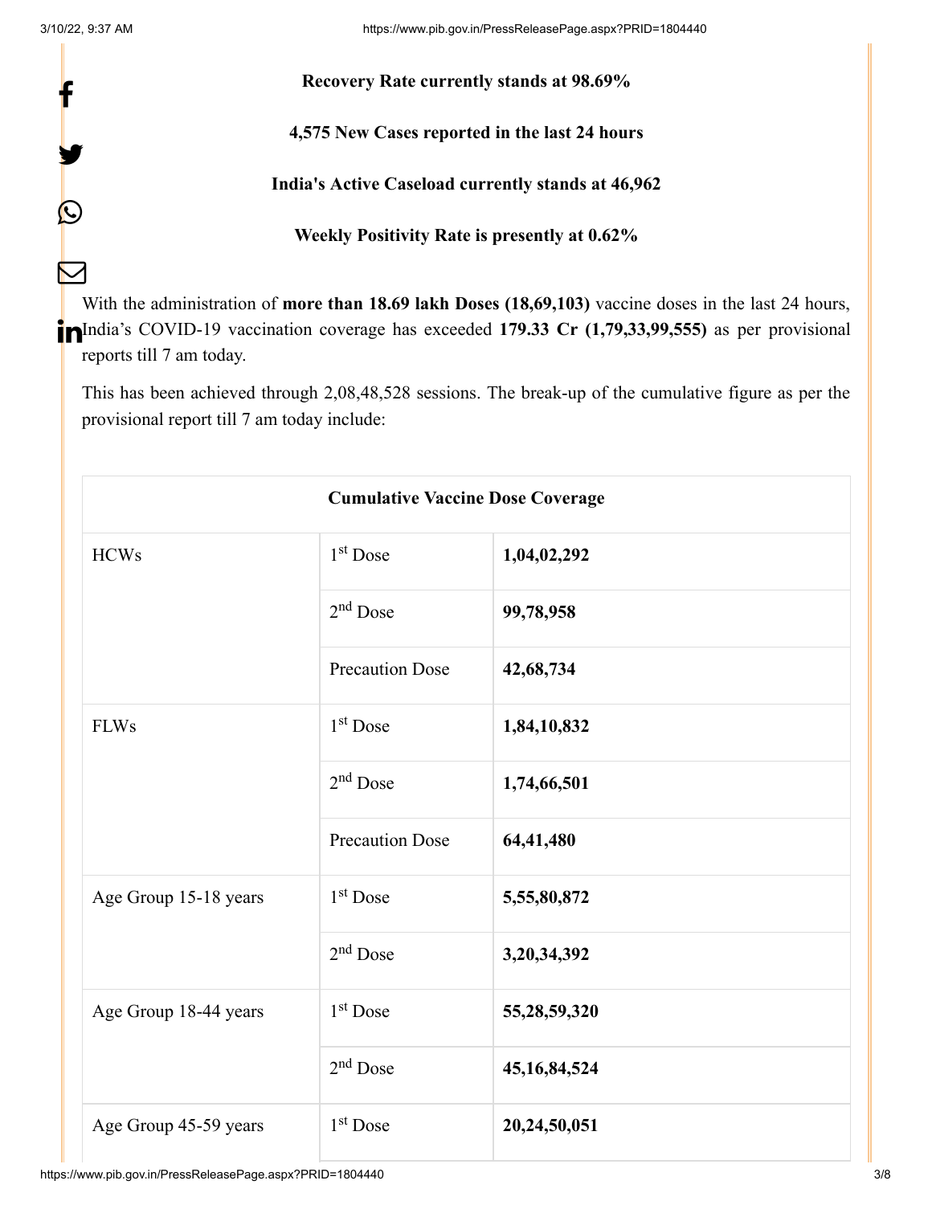**Recovery Rate currently stands at 98.69%**

**4,575 New Cases reported in the last 24 hours**

**India's Active Caseload currently stands at 46,962**

**Weekly Positivity Rate is presently at 0.62%**

With the administration of **more than 18.69 lakh Doses (18,69,103)** vaccine doses in the last 24 hours, India's COVID-19 vaccination coverage has exceeded **179.33 Cr (1,79,33,99,555)** as per provisional reports till 7 am today.

This has been achieved through 2,08,48,528 sessions. The break-up of the cumulative figure as per the provisional report till 7 am today include:

| Cumulative Vaccine Dose Coverage | | |
|---|---|---|
| HCWs | 1st Dose | **1,04,02,292** |
| | 2nd Dose | **99,78,958** |
| | Precaution Dose | **42,68,734** |
| FLWs | 1st Dose | **1,84,10,832** |
| | 2nd Dose | **1,74,66,501** |
| | Precaution Dose | **64,41,480** |
| Age Group 15-18 years | 1st Dose | **5,55,80,872** |
| | 2nd Dose | **3,20,34,392** |
| Age Group 18-44 years | 1st Dose | **55,28,59,320** |
| | 2nd Dose | **45,16,84,524** |
| Age Group 45-59 years | 1st Dose | **20,24,50,051** |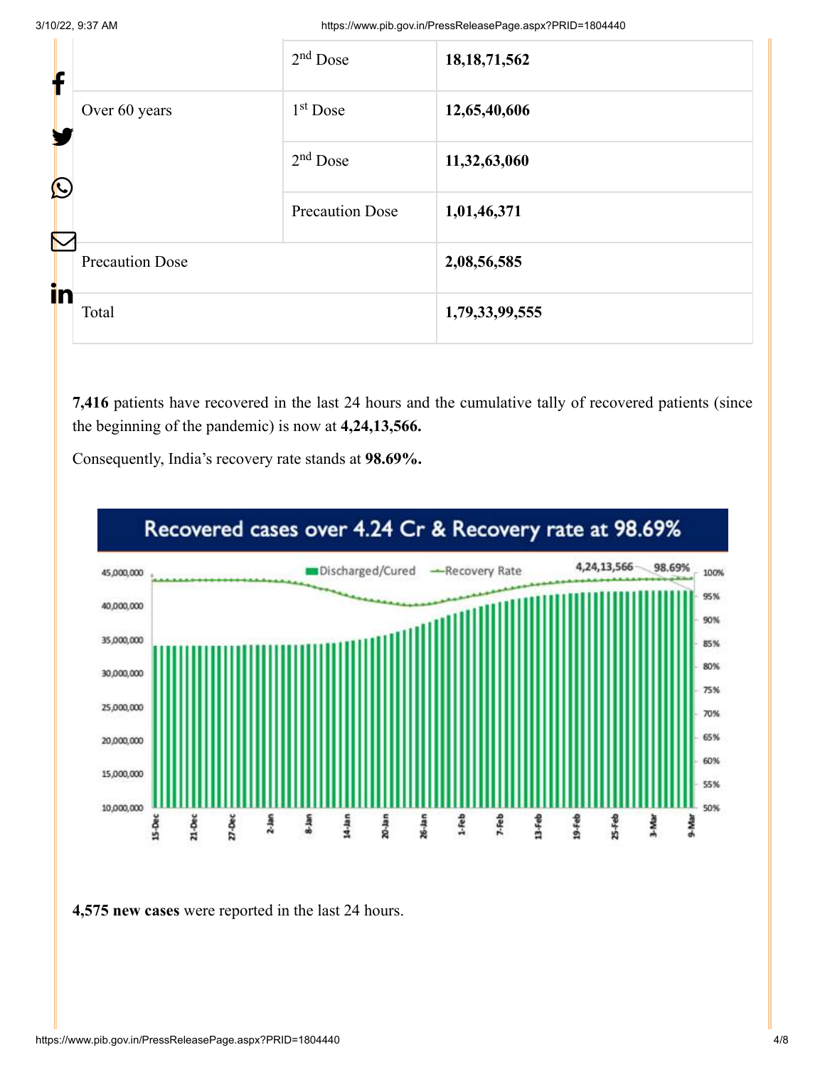| | | |
|---|---|---|
| | 2nd Dose | **18,18,71,562** |
| Over 60 years | 1st Dose | **12,65,40,606** |
| | 2nd Dose | **11,32,63,060** |
| | Precaution Dose | **1,01,46,371** |
| Precaution Dose | | **2,08,56,585** |
| Total | | **1,79,33,99,555** |

**7,416** patients have recovered in the last 24 hours and the cumulative tally of recovered patients (since the beginning of the pandemic) is now at **4,24,13,566.**

Consequently, India's recovery rate stands at **98.69%.**

**Recovered cases over 4.24 Cr & Recovery rate at 98.69%**

**4,575 new cases** were reported in the last 24 hours.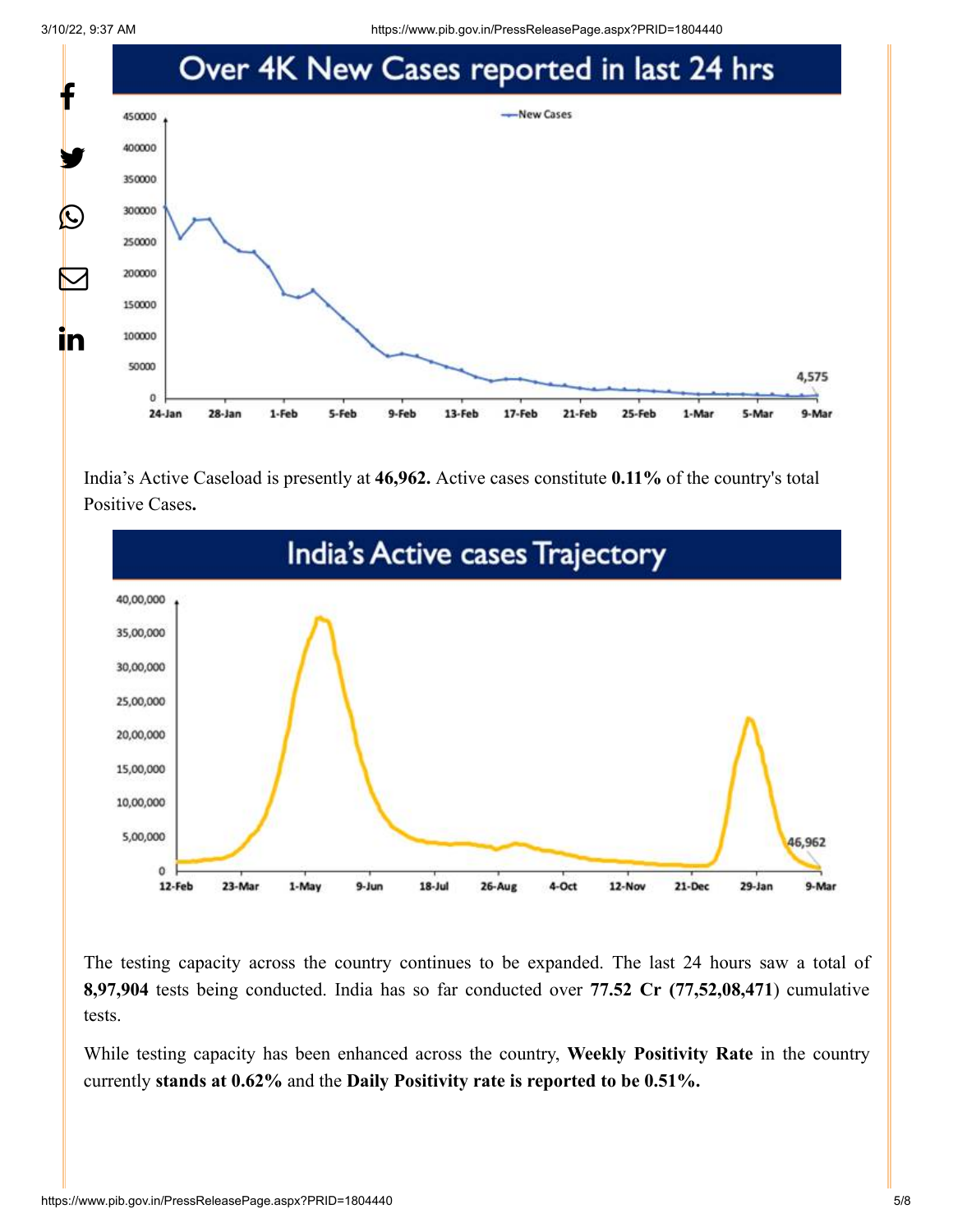## Over 4K New Cases reported in last 24 hrs

India's Active Caseload is presently at **46,962.** Active cases constitute **0.11%** of the country's total Positive Cases**.**

## India's Active cases Trajectory

The testing capacity across the country continues to be expanded. The last 24 hours saw a total of **8,97,904** tests being conducted. India has so far conducted over **77.52 Cr (77,52,08,471**) cumulative tests.

While testing capacity has been enhanced across the country, **Weekly Positivity Rate** in the country currently **stands at 0.62%** and the **Daily Positivity rate is reported to be 0.51%.**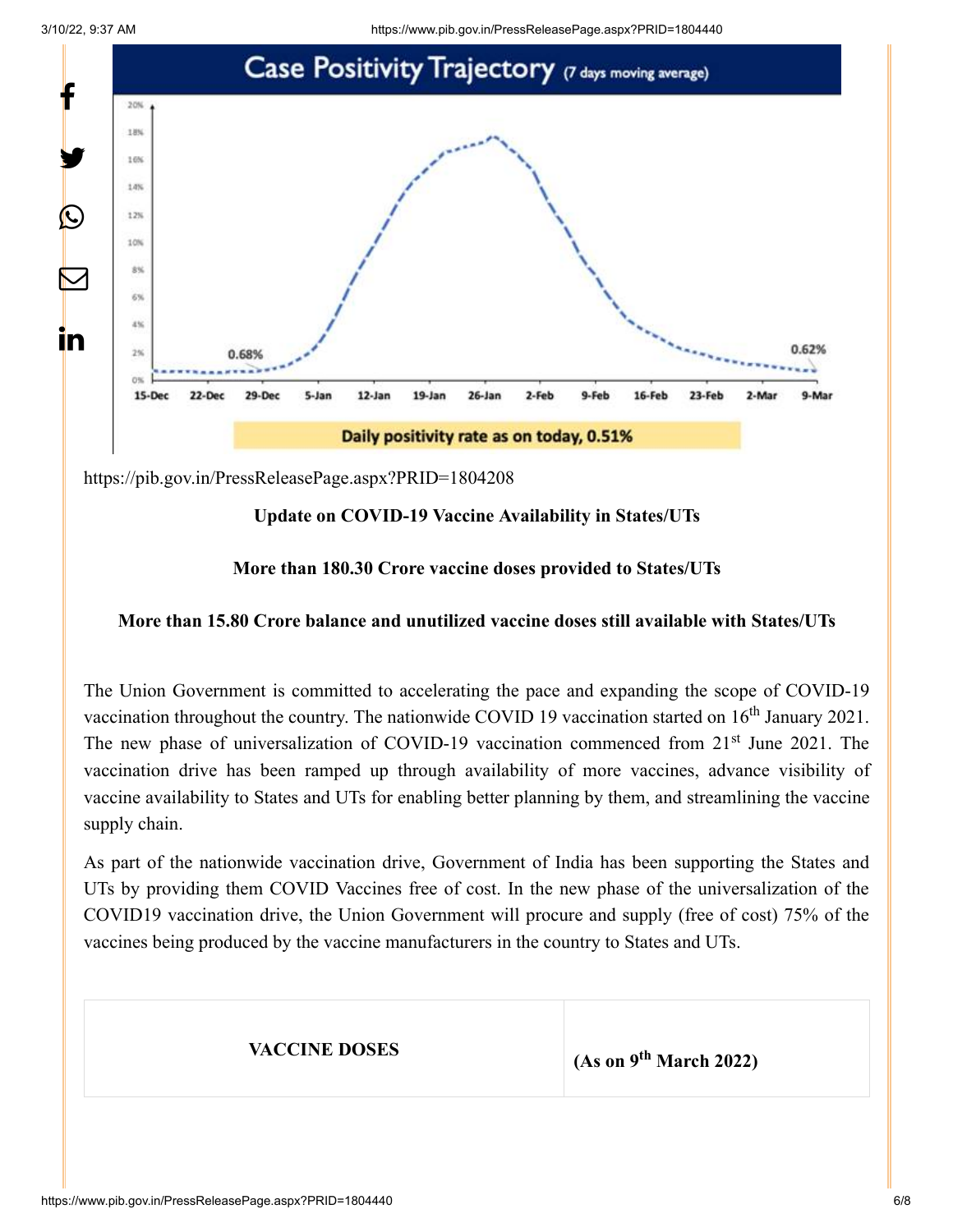https://pib.gov.in/PressReleasePage.aspx?PRID=1804208

**Update on COVID-19 Vaccine Availability in States/UTs**

**More than 180.30 Crore vaccine doses provided to States/UTs**

**More than 15.80 Crore balance and unutilized vaccine doses still available with States/UTs**

The Union Government is committed to accelerating the pace and expanding the scope of COVID-19 vaccination throughout the country. The nationwide COVID 19 vaccination started on 16th January 2021. The new phase of universalization of COVID-19 vaccination commenced from 21st June 2021. The vaccination drive has been ramped up through availability of more vaccines, advance visibility of vaccine availability to States and UTs for enabling better planning by them, and streamlining the vaccine supply chain.

As part of the nationwide vaccination drive, Government of India has been supporting the States and UTs by providing them COVID Vaccines free of cost. In the new phase of the universalization of the COVID19 vaccination drive, the Union Government will procure and supply (free of cost) 75% of the vaccines being produced by the vaccine manufacturers in the country to States and UTs.

| VACCINE DOSES | (As on 9th March 2022) |
| --- | --- |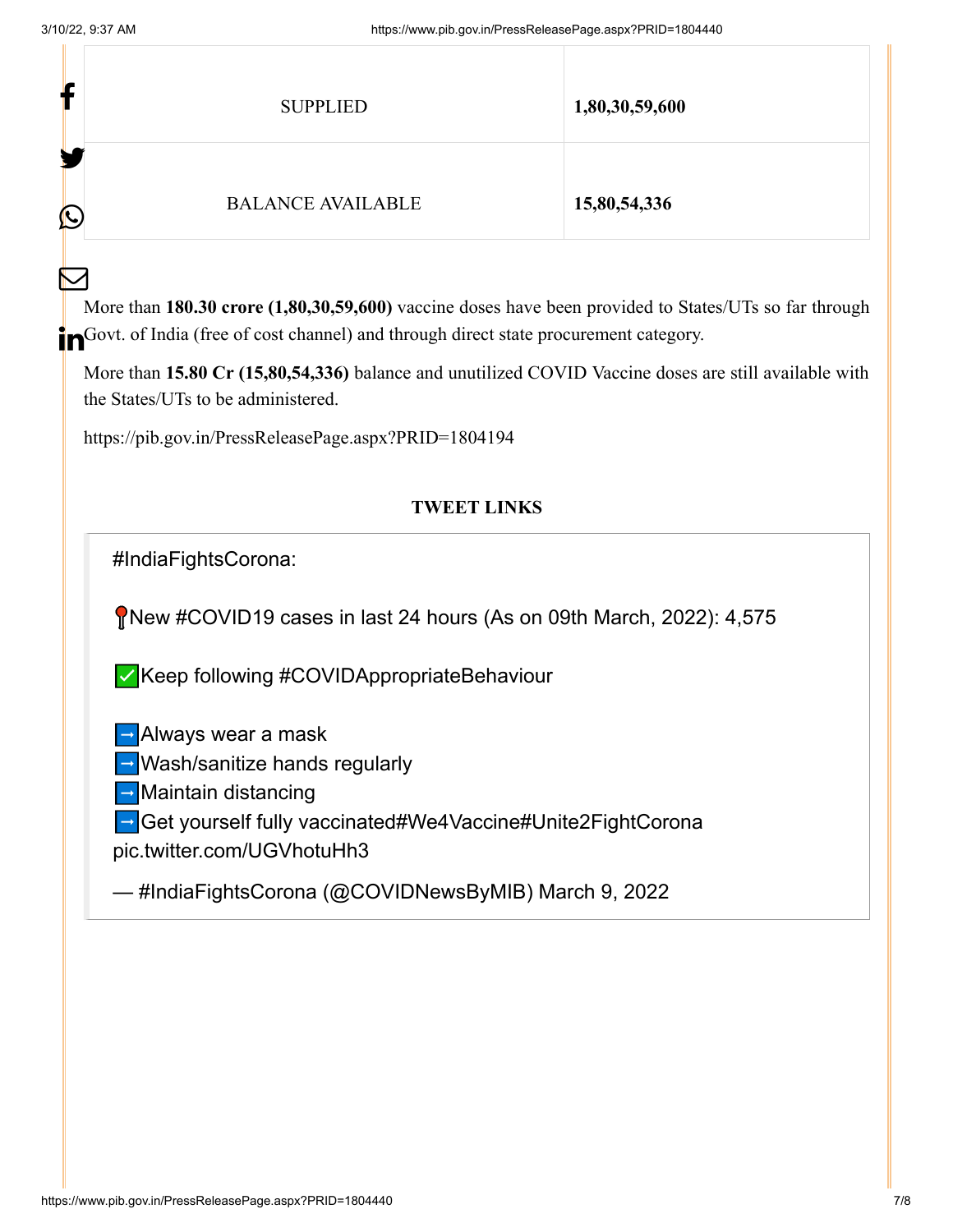| | |
|---|---|
| SUPPLIED | **1,80,30,59,600** |
| BALANCE AVAILABLE | **15,80,54,336** |

More than **180.30 crore (1,80,30,59,600)** vaccine doses have been provided to States/UTs so far through Govt. of India (free of cost channel) and through direct state procurement category.

More than **15.80 Cr (15,80,54,336)** balance and unutilized COVID Vaccine doses are still available with the States/UTs to be administered.

https://pib.gov.in/PressReleasePage.aspx?PRID=1804194

**TWEET LINKS**

> #IndiaFightsCorona:
>
> 📍New #COVID19 cases in last 24 hours (As on 09th March, 2022): 4,575
>
> ✅Keep following #COVIDAppropriateBehaviour
>
> ➡️Always wear a mask
> ➡️Wash/sanitize hands regularly
> ➡️Maintain distancing
> ➡️Get yourself fully vaccinated#We4Vaccine#Unite2FightCorona pic.twitter.com/UGVhotuHh3
>
> — #IndiaFightsCorona (@COVIDNewsByMIB) March 9, 2022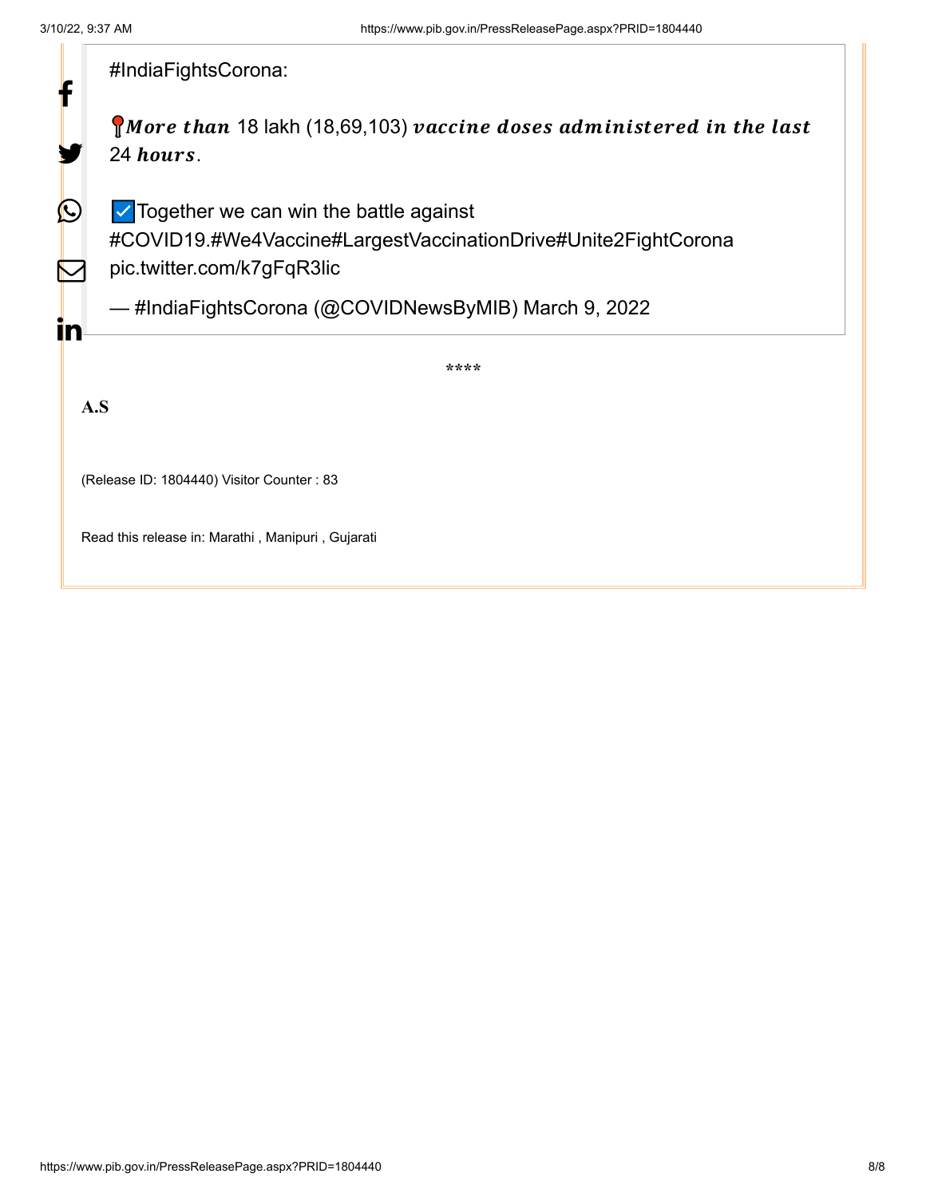#IndiaFightsCorona:

📍***More than*** 18 lakh (18,69,103) ***vaccine doses administered in the last*** 24 ***hours***.

☑️Together we can win the battle against #COVID19.#We4Vaccine#LargestVaccinationDrive#Unite2FightCorona pic.twitter.com/k7gFqR3lic

— #IndiaFightsCorona (@COVIDNewsByMIB) March 9, 2022

****

**A.S**

(Release ID: 1804440) Visitor Counter : 83

Read this release in: Marathi , Manipuri , Gujarati